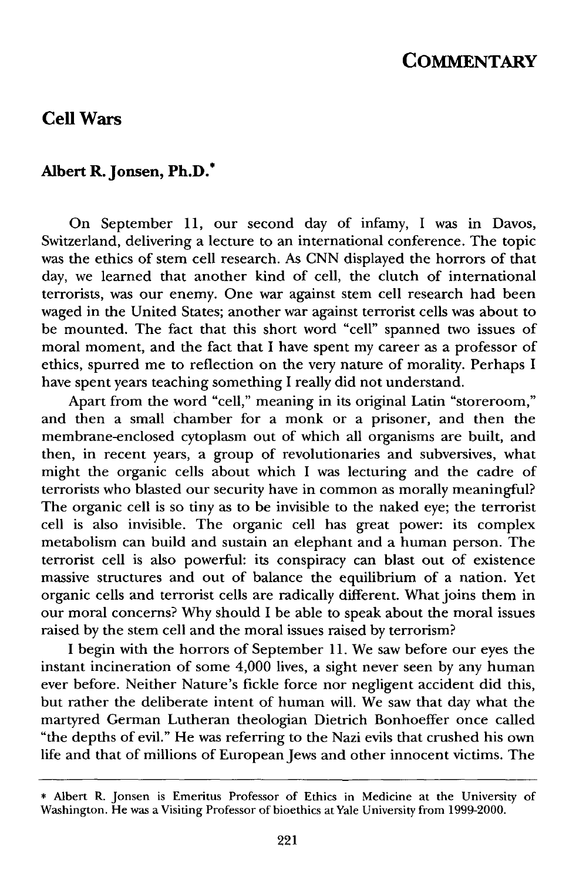# COMMENTARY

## Cell Wars

### Albert R. Jonsen, Ph.D.*

On September 11, our second day of infamy, I was in Davos, Switzerland, delivering a lecture to an international conference. The topic was the ethics of stem cell research. As CNN displayed the horrors of that day, we learned that another kind of cell, the clutch of international terrorists, was our enemy. One war against stem cell research had been waged in the United States; another war against terrorist cells was about to be mounted. The fact that this short word "cell" spanned two issues of moral moment, and the fact that I have spent my career as a professor of ethics, spurred me to reflection on the very nature of morality. Perhaps I have spent years teaching something I really did not understand.

Apart from the word "cell," meaning in its original Latin "storeroom," and then a small chamber for a monk or a prisoner, and then the membrane-enclosed cytoplasm out of which all organisms are built, and then, in recent years, a group of revolutionaries and subversives, what might the organic cells about which I was lecturing and the cadre of terrorists who blasted our security have in common as morally meaningful? The organic cell is so tiny as to be invisible to the naked eye; the terrorist cell is also invisible. The organic cell has great power: its complex metabolism can build and sustain an elephant and a human person. The terrorist cell is also powerful: its conspiracy can blast out of existence massive structures and out of balance the equilibrium of a nation. Yet organic cells and terrorist cells are radically different. What joins them in our moral concerns? Why should I be able to speak about the moral issues raised by the stem cell and the moral issues raised by terrorism?

I begin with the horrors of September 11. We saw before our eyes the instant incineration of some 4,000 lives, a sight never seen by any human ever before. Neither Nature's fickle force nor negligent accident did this, but rather the deliberate intent of human will. We saw that day what the martyred German Lutheran theologian Dietrich Bonhoeffer once called "the depths of evil." He was referring to the Nazi evils that crushed his own life and that of millions of European Jews and other innocent victims. The

---

\* Albert R. Jonsen is Emeritus Professor of Ethics in Medicine at the University of Washington. He was a Visiting Professor of bioethics at Yale University from 1999-2000.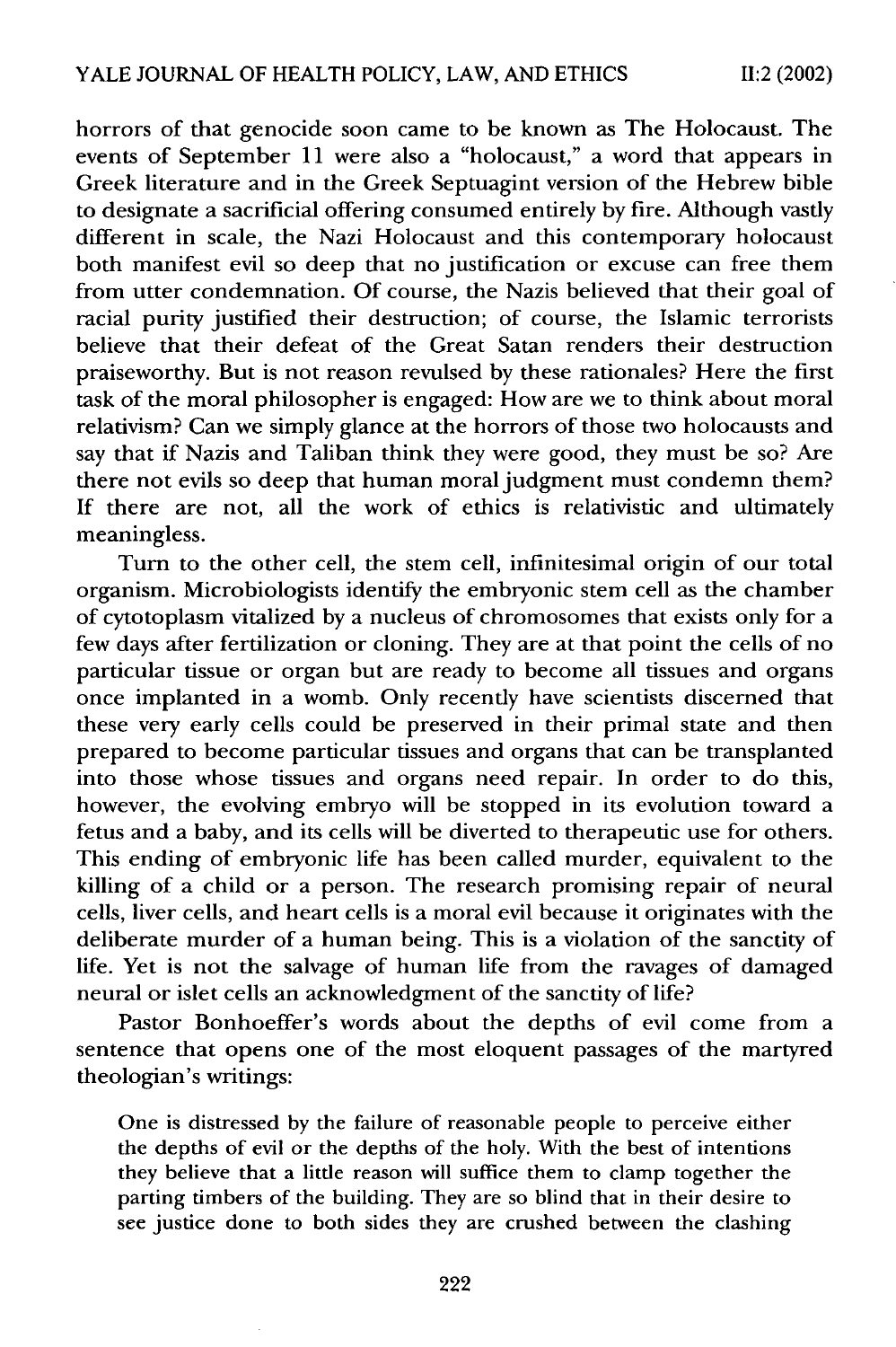horrors of that genocide soon came to be known as The Holocaust. The events of September 11 were also a "holocaust," a word that appears in Greek literature and in the Greek Septuagint version of the Hebrew bible to designate a sacrificial offering consumed entirely by fire. Although vastly different in scale, the Nazi Holocaust and this contemporary holocaust both manifest evil so deep that no justification or excuse can free them from utter condemnation. Of course, the Nazis believed that their goal of racial purity justified their destruction; of course, the Islamic terrorists believe that their defeat of the Great Satan renders their destruction praiseworthy. But is not reason revulsed by these rationales? Here the first task of the moral philosopher is engaged: How are we to think about moral relativism? Can we simply glance at the horrors of those two holocausts and say that if Nazis and Taliban think they were good, they must be so? Are there not evils so deep that human moral judgment must condemn them? If there are not, all the work of ethics is relativistic and ultimately meaningless.

Turn to the other cell, the stem cell, infinitesimal origin of our total organism. Microbiologists identify the embryonic stem cell as the chamber of cytotoplasm vitalized by a nucleus of chromosomes that exists only for a few days after fertilization or cloning. They are at that point the cells of no particular tissue or organ but are ready to become all tissues and organs once implanted in a womb. Only recently have scientists discerned that these very early cells could be preserved in their primal state and then prepared to become particular tissues and organs that can be transplanted into those whose tissues and organs need repair. In order to do this, however, the evolving embryo will be stopped in its evolution toward a fetus and a baby, and its cells will be diverted to therapeutic use for others. This ending of embryonic life has been called murder, equivalent to the killing of a child or a person. The research promising repair of neural cells, liver cells, and heart cells is a moral evil because it originates with the deliberate murder of a human being. This is a violation of the sanctity of life. Yet is not the salvage of human life from the ravages of damaged neural or islet cells an acknowledgment of the sanctity of life?

Pastor Bonhoeffer's words about the depths of evil come from a sentence that opens one of the most eloquent passages of the martyred theologian's writings:

> One is distressed by the failure of reasonable people to perceive either the depths of evil or the depths of the holy. With the best of intentions they believe that a little reason will suffice them to clamp together the parting timbers of the building. They are so blind that in their desire to see justice done to both sides they are crushed between the clashing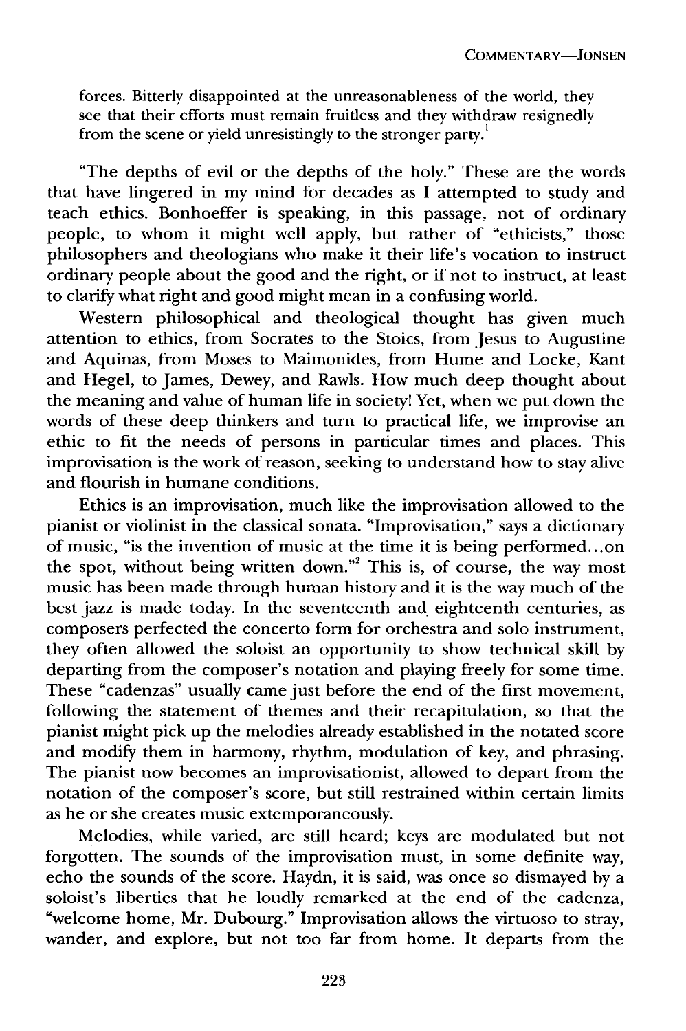forces. Bitterly disappointed at the unreasonableness of the world, they see that their efforts must remain fruitless and they withdraw resignedly from the scene or yield unresistingly to the stronger party.[1]

"The depths of evil or the depths of the holy." These are the words that have lingered in my mind for decades as I attempted to study and teach ethics. Bonhoeffer is speaking, in this passage, not of ordinary people, to whom it might well apply, but rather of "ethicists," those philosophers and theologians who make it their life's vocation to instruct ordinary people about the good and the right, or if not to instruct, at least to clarify what right and good might mean in a confusing world.

Western philosophical and theological thought has given much attention to ethics, from Socrates to the Stoics, from Jesus to Augustine and Aquinas, from Moses to Maimonides, from Hume and Locke, Kant and Hegel, to James, Dewey, and Rawls. How much deep thought about the meaning and value of human life in society! Yet, when we put down the words of these deep thinkers and turn to practical life, we improvise an ethic to fit the needs of persons in particular times and places. This improvisation is the work of reason, seeking to understand how to stay alive and flourish in humane conditions.

Ethics is an improvisation, much like the improvisation allowed to the pianist or violinist in the classical sonata. "Improvisation," says a dictionary of music, "is the invention of music at the time it is being performed...on the spot, without being written down."[2] This is, of course, the way most music has been made through human history and it is the way much of the best jazz is made today. In the seventeenth and eighteenth centuries, as composers perfected the concerto form for orchestra and solo instrument, they often allowed the soloist an opportunity to show technical skill by departing from the composer's notation and playing freely for some time. These "cadenzas" usually came just before the end of the first movement, following the statement of themes and their recapitulation, so that the pianist might pick up the melodies already established in the notated score and modify them in harmony, rhythm, modulation of key, and phrasing. The pianist now becomes an improvisationist, allowed to depart from the notation of the composer's score, but still restrained within certain limits as he or she creates music extemporaneously.

Melodies, while varied, are still heard; keys are modulated but not forgotten. The sounds of the improvisation must, in some definite way, echo the sounds of the score. Haydn, it is said, was once so dismayed by a soloist's liberties that he loudly remarked at the end of the cadenza, "welcome home, Mr. Dubourg." Improvisation allows the virtuoso to stray, wander, and explore, but not too far from home. It departs from the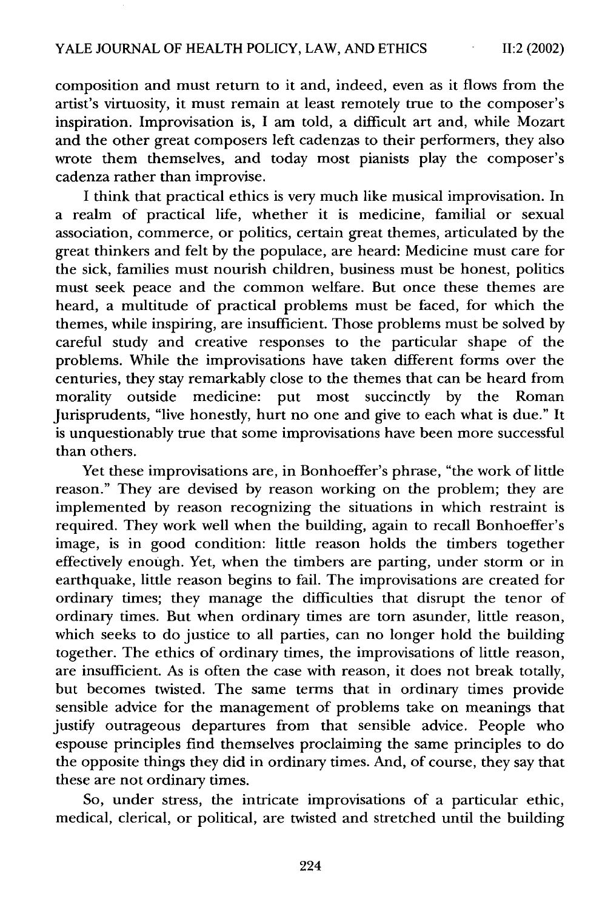composition and must return to it and, indeed, even as it flows from the artist's virtuosity, it must remain at least remotely true to the composer's inspiration. Improvisation is, I am told, a difficult art and, while Mozart and the other great composers left cadenzas to their performers, they also wrote them themselves, and today most pianists play the composer's cadenza rather than improvise.

I think that practical ethics is very much like musical improvisation. In a realm of practical life, whether it is medicine, familial or sexual association, commerce, or politics, certain great themes, articulated by the great thinkers and felt by the populace, are heard: Medicine must care for the sick, families must nourish children, business must be honest, politics must seek peace and the common welfare. But once these themes are heard, a multitude of practical problems must be faced, for which the themes, while inspiring, are insufficient. Those problems must be solved by careful study and creative responses to the particular shape of the problems. While the improvisations have taken different forms over the centuries, they stay remarkably close to the themes that can be heard from morality outside medicine: put most succinctly by the Roman Jurisprudents, "live honestly, hurt no one and give to each what is due." It is unquestionably true that some improvisations have been more successful than others.

Yet these improvisations are, in Bonhoeffer's phrase, "the work of little reason." They are devised by reason working on the problem; they are implemented by reason recognizing the situations in which restraint is required. They work well when the building, again to recall Bonhoeffer's image, is in good condition: little reason holds the timbers together effectively enough. Yet, when the timbers are parting, under storm or in earthquake, little reason begins to fail. The improvisations are created for ordinary times; they manage the difficulties that disrupt the tenor of ordinary times. But when ordinary times are torn asunder, little reason, which seeks to do justice to all parties, can no longer hold the building together. The ethics of ordinary times, the improvisations of little reason, are insufficient. As is often the case with reason, it does not break totally, but becomes twisted. The same terms that in ordinary times provide sensible advice for the management of problems take on meanings that justify outrageous departures from that sensible advice. People who espouse principles find themselves proclaiming the same principles to do the opposite things they did in ordinary times. And, of course, they say that these are not ordinary times.

So, under stress, the intricate improvisations of a particular ethic, medical, clerical, or political, are twisted and stretched until the building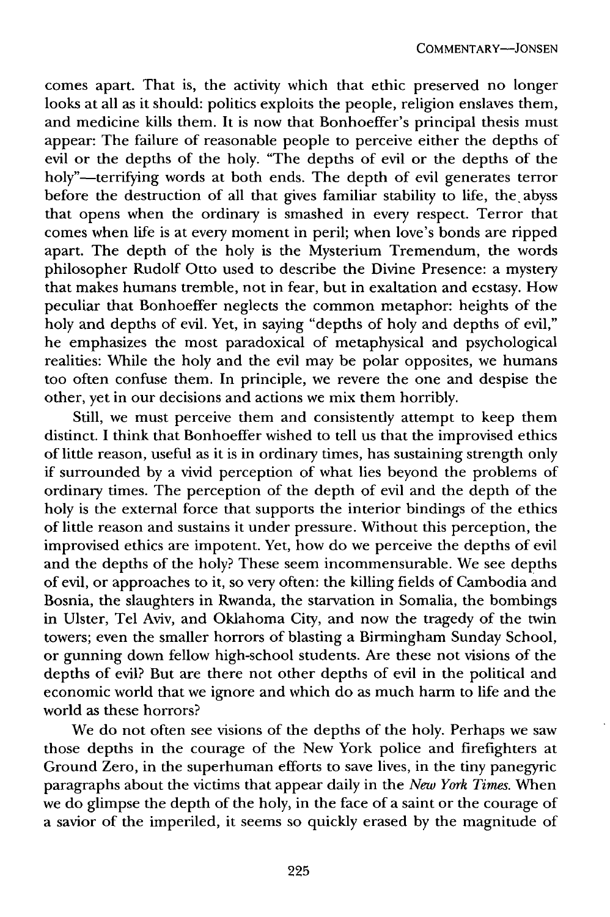comes apart. That is, the activity which that ethic preserved no longer looks at all as it should: politics exploits the people, religion enslaves them, and medicine kills them. It is now that Bonhoeffer's principal thesis must appear: The failure of reasonable people to perceive either the depths of evil or the depths of the holy. "The depths of evil or the depths of the holy"—terrifying words at both ends. The depth of evil generates terror before the destruction of all that gives familiar stability to life, the abyss that opens when the ordinary is smashed in every respect. Terror that comes when life is at every moment in peril; when love's bonds are ripped apart. The depth of the holy is the Mysterium Tremendum, the words philosopher Rudolf Otto used to describe the Divine Presence: a mystery that makes humans tremble, not in fear, but in exaltation and ecstasy. How peculiar that Bonhoeffer neglects the common metaphor: heights of the holy and depths of evil. Yet, in saying "depths of holy and depths of evil," he emphasizes the most paradoxical of metaphysical and psychological realities: While the holy and the evil may be polar opposites, we humans too often confuse them. In principle, we revere the one and despise the other, yet in our decisions and actions we mix them horribly.

Still, we must perceive them and consistently attempt to keep them distinct. I think that Bonhoeffer wished to tell us that the improvised ethics of little reason, useful as it is in ordinary times, has sustaining strength only if surrounded by a vivid perception of what lies beyond the problems of ordinary times. The perception of the depth of evil and the depth of the holy is the external force that supports the interior bindings of the ethics of little reason and sustains it under pressure. Without this perception, the improvised ethics are impotent. Yet, how do we perceive the depths of evil and the depths of the holy? These seem incommensurable. We see depths of evil, or approaches to it, so very often: the killing fields of Cambodia and Bosnia, the slaughters in Rwanda, the starvation in Somalia, the bombings in Ulster, Tel Aviv, and Oklahoma City, and now the tragedy of the twin towers; even the smaller horrors of blasting a Birmingham Sunday School, or gunning down fellow high-school students. Are these not visions of the depths of evil? But are there not other depths of evil in the political and economic world that we ignore and which do as much harm to life and the world as these horrors?

We do not often see visions of the depths of the holy. Perhaps we saw those depths in the courage of the New York police and firefighters at Ground Zero, in the superhuman efforts to save lives, in the tiny panegyric paragraphs about the victims that appear daily in the *New York Times.* When we do glimpse the depth of the holy, in the face of a saint or the courage of a savior of the imperiled, it seems so quickly erased by the magnitude of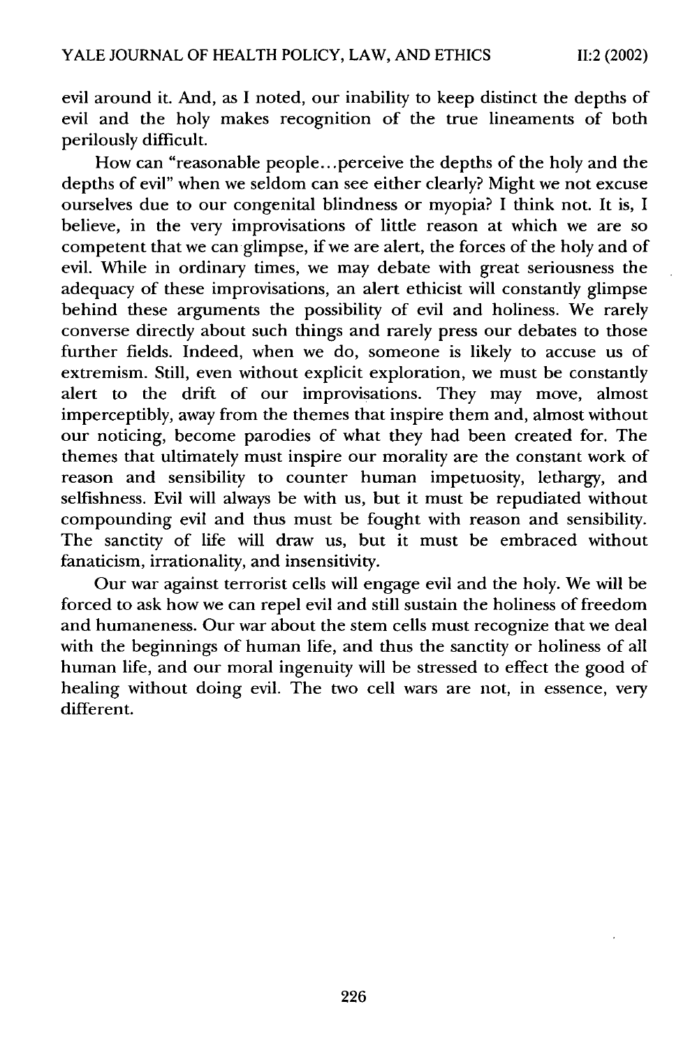evil around it. And, as I noted, our inability to keep distinct the depths of evil and the holy makes recognition of the true lineaments of both perilously difficult.

How can "reasonable people...perceive the depths of the holy and the depths of evil" when we seldom can see either clearly? Might we not excuse ourselves due to our congenital blindness or myopia? I think not. It is, I believe, in the very improvisations of little reason at which we are so competent that we can glimpse, if we are alert, the forces of the holy and of evil. While in ordinary times, we may debate with great seriousness the adequacy of these improvisations, an alert ethicist will constantly glimpse behind these arguments the possibility of evil and holiness. We rarely converse directly about such things and rarely press our debates to those further fields. Indeed, when we do, someone is likely to accuse us of extremism. Still, even without explicit exploration, we must be constantly alert to the drift of our improvisations. They may move, almost imperceptibly, away from the themes that inspire them and, almost without our noticing, become parodies of what they had been created for. The themes that ultimately must inspire our morality are the constant work of reason and sensibility to counter human impetuosity, lethargy, and selfishness. Evil will always be with us, but it must be repudiated without compounding evil and thus must be fought with reason and sensibility. The sanctity of life will draw us, but it must be embraced without fanaticism, irrationality, and insensitivity.

Our war against terrorist cells will engage evil and the holy. We will be forced to ask how we can repel evil and still sustain the holiness of freedom and humaneness. Our war about the stem cells must recognize that we deal with the beginnings of human life, and thus the sanctity or holiness of all human life, and our moral ingenuity will be stressed to effect the good of healing without doing evil. The two cell wars are not, in essence, very different.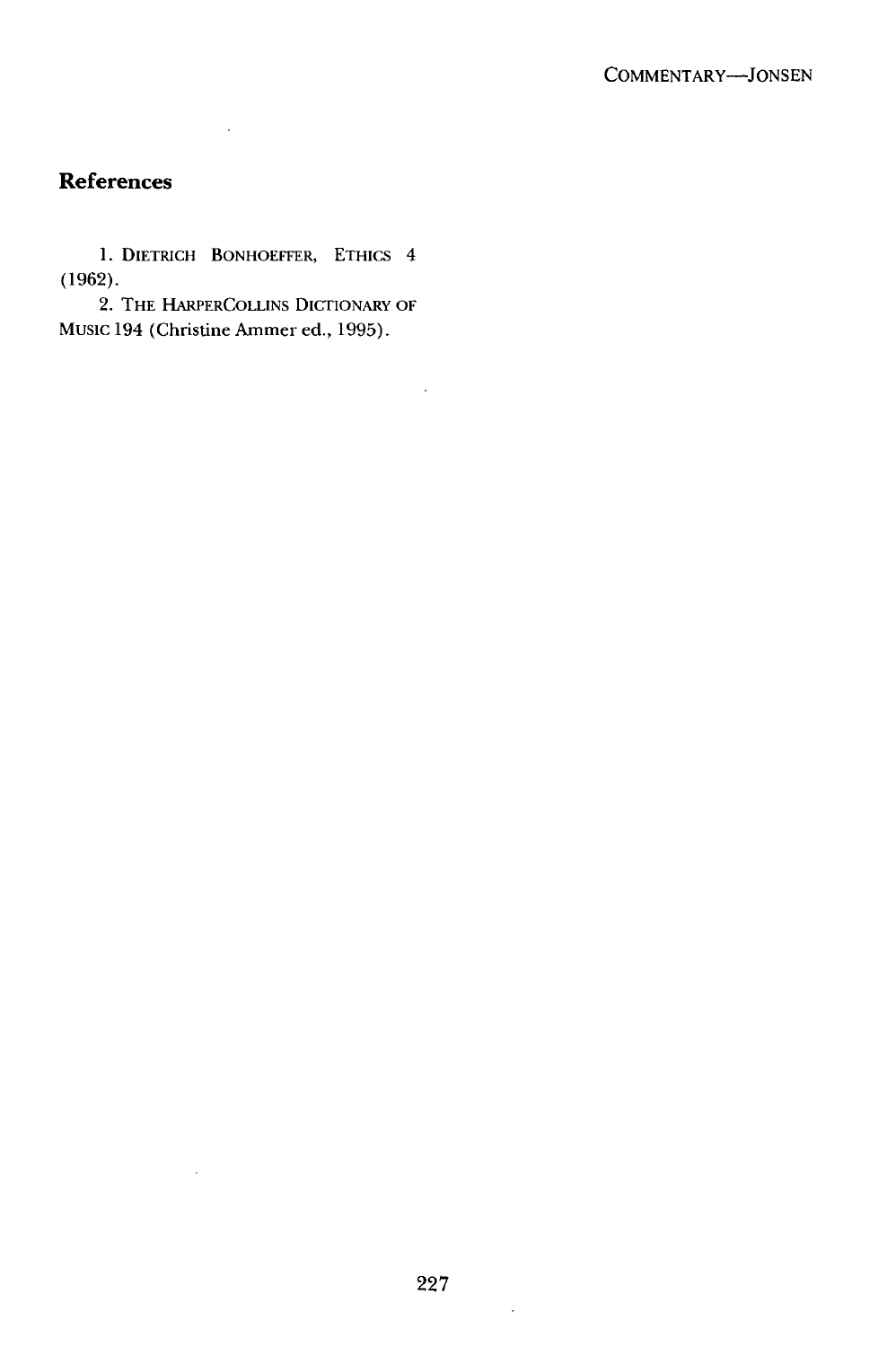## References

1. DIETRICH BONHOEFFER, ETHICS 4 (1962).

2. THE HARPERCOLLINS DICTIONARY OF MUSIC 194 (Christine Ammer ed., 1995).